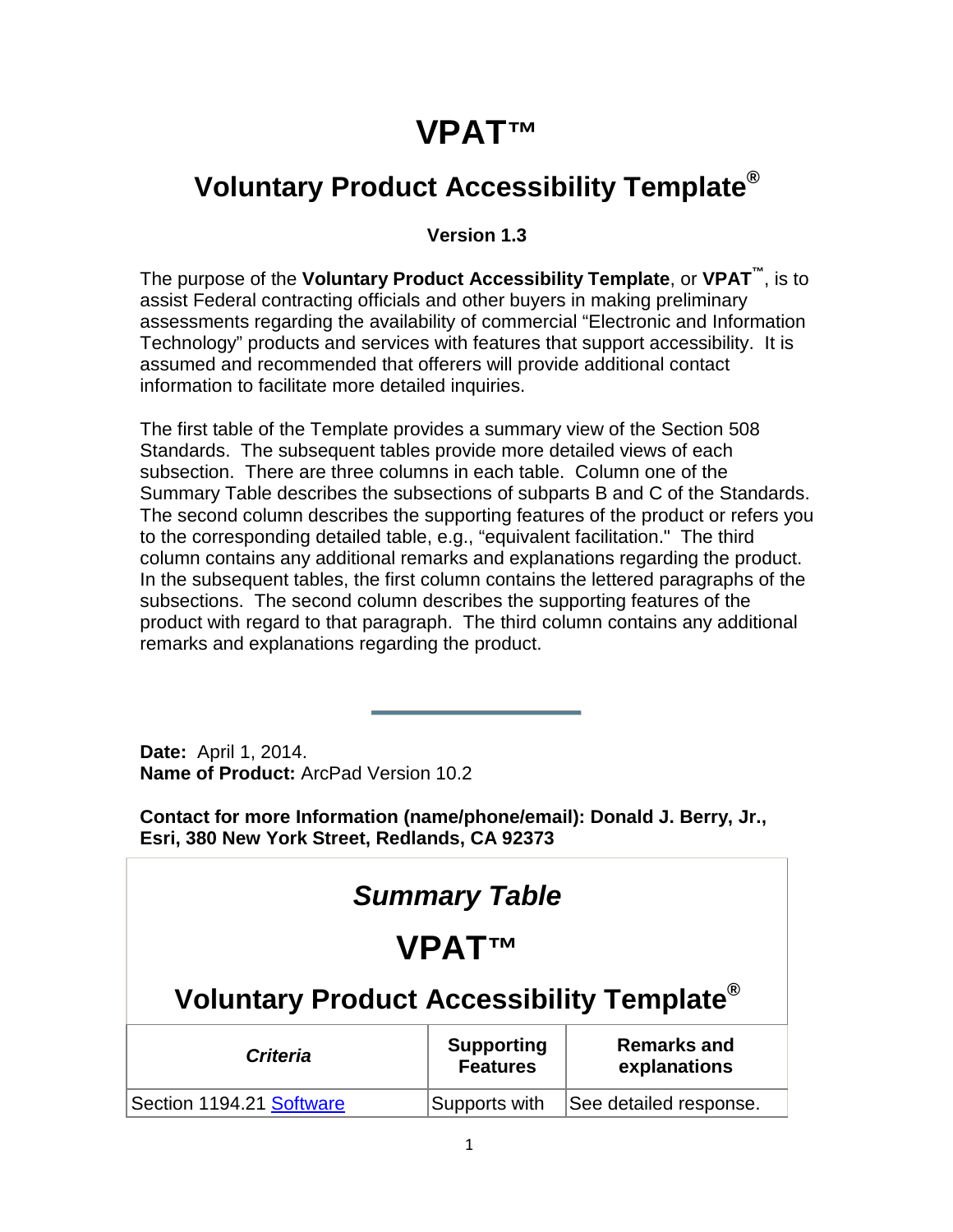# VPAT™

## Voluntary Product Accessibility Template®

**Version 1.3**

The purpose of the **Voluntary Product Accessibility Template**, or **VPAT™**, is to assist Federal contracting officials and other buyers in making preliminary assessments regarding the availability of commercial "Electronic and Information Technology" products and services with features that support accessibility. It is assumed and recommended that offerers will provide additional contact information to facilitate more detailed inquiries.

The first table of the Template provides a summary view of the Section 508 Standards. The subsequent tables provide more detailed views of each subsection. There are three columns in each table. Column one of the Summary Table describes the subsections of subparts B and C of the Standards. The second column describes the supporting features of the product or refers you to the corresponding detailed table, e.g., "equivalent facilitation." The third column contains any additional remarks and explanations regarding the product. In the subsequent tables, the first column contains the lettered paragraphs of the subsections. The second column describes the supporting features of the product with regard to that paragraph. The third column contains any additional remarks and explanations regarding the product.

---

**Date:** April 1, 2014.
**Name of Product:** ArcPad Version 10.2

**Contact for more Information (name/phone/email): Donald J. Berry, Jr., Esri, 380 New York Street, Redlands, CA 92373**

## *Summary Table*

## VPAT™

## Voluntary Product Accessibility Template®

| *Criteria* | Supporting Features | Remarks and explanations |
|---|---|---|
| Section 1194.21 Software | Supports with | See detailed response. |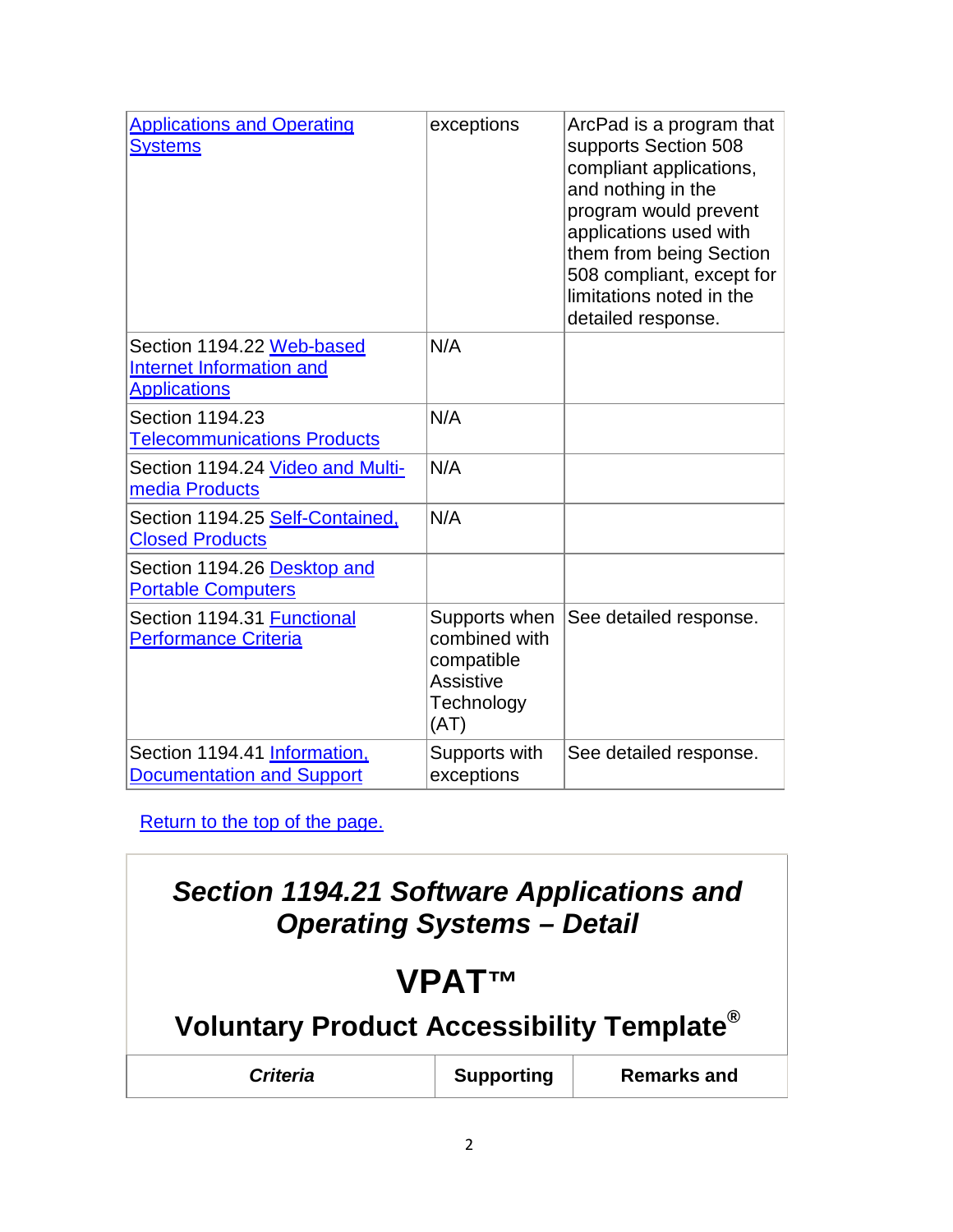| | | |
|---|---|---|
| Applications and Operating Systems | exceptions | ArcPad is a program that supports Section 508 compliant applications, and nothing in the program would prevent applications used with them from being Section 508 compliant, except for limitations noted in the detailed response. |
| Section 1194.22 Web-based Internet Information and Applications | N/A | |
| Section 1194.23 Telecommunications Products | N/A | |
| Section 1194.24 Video and Multi-media Products | N/A | |
| Section 1194.25 Self-Contained, Closed Products | N/A | |
| Section 1194.26 Desktop and Portable Computers | | |
| Section 1194.31 Functional Performance Criteria | Supports when combined with compatible Assistive Technology (AT) | See detailed response. |
| Section 1194.41 Information, Documentation and Support | Supports with exceptions | See detailed response. |

Return to the top of the page.

## *Section 1194.21 Software Applications and Operating Systems – Detail*

## VPAT™

## Voluntary Product Accessibility Template®

| *Criteria* | Supporting | Remarks and |
|---|---|---|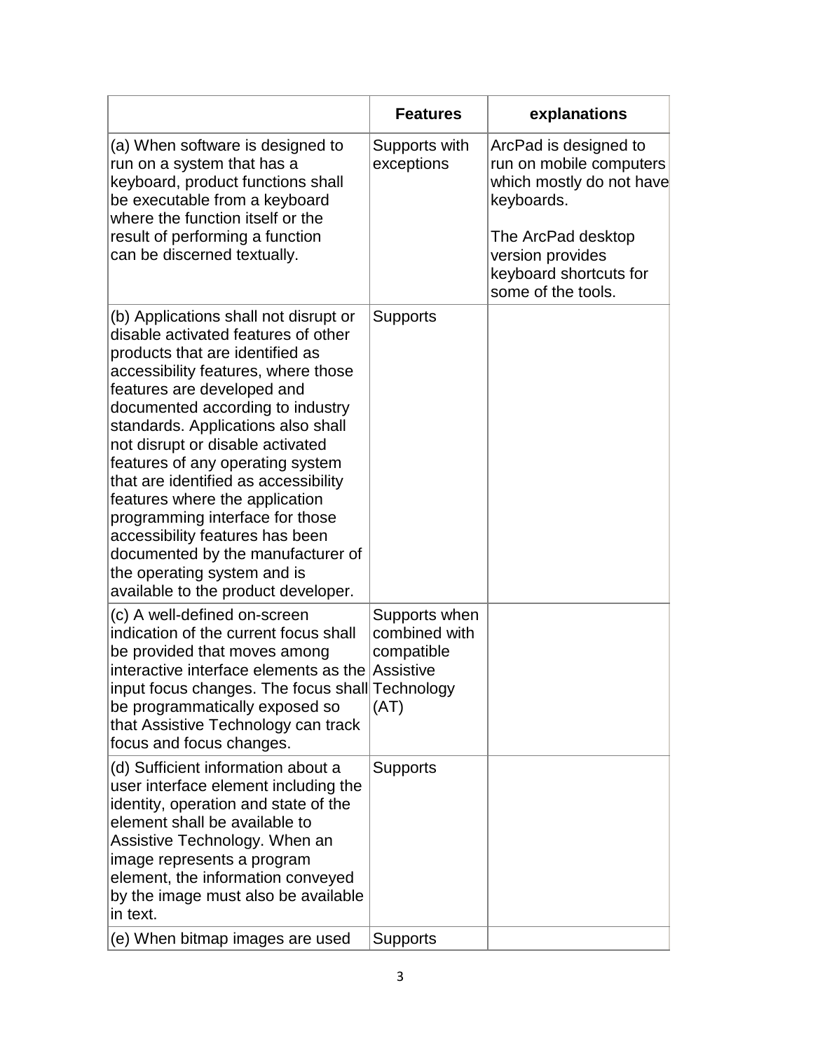| | Features | explanations |
|---|---|---|
| (a) When software is designed to run on a system that has a keyboard, product functions shall be executable from a keyboard where the function itself or the result of performing a function can be discerned textually. | Supports with exceptions | ArcPad is designed to run on mobile computers which mostly do not have keyboards.<br><br>The ArcPad desktop version provides keyboard shortcuts for some of the tools. |
| (b) Applications shall not disrupt or disable activated features of other products that are identified as accessibility features, where those features are developed and documented according to industry standards. Applications also shall not disrupt or disable activated features of any operating system that are identified as accessibility features where the application programming interface for those accessibility features has been documented by the manufacturer of the operating system and is available to the product developer. | Supports | |
| (c) A well-defined on-screen indication of the current focus shall be provided that moves among interactive interface elements as the input focus changes. The focus shall be programmatically exposed so that Assistive Technology can track focus and focus changes. | Supports when combined with compatible Assistive Technology (AT) | |
| (d) Sufficient information about a user interface element including the identity, operation and state of the element shall be available to Assistive Technology. When an image represents a program element, the information conveyed by the image must also be available in text. | Supports | |
| (e) When bitmap images are used | Supports | |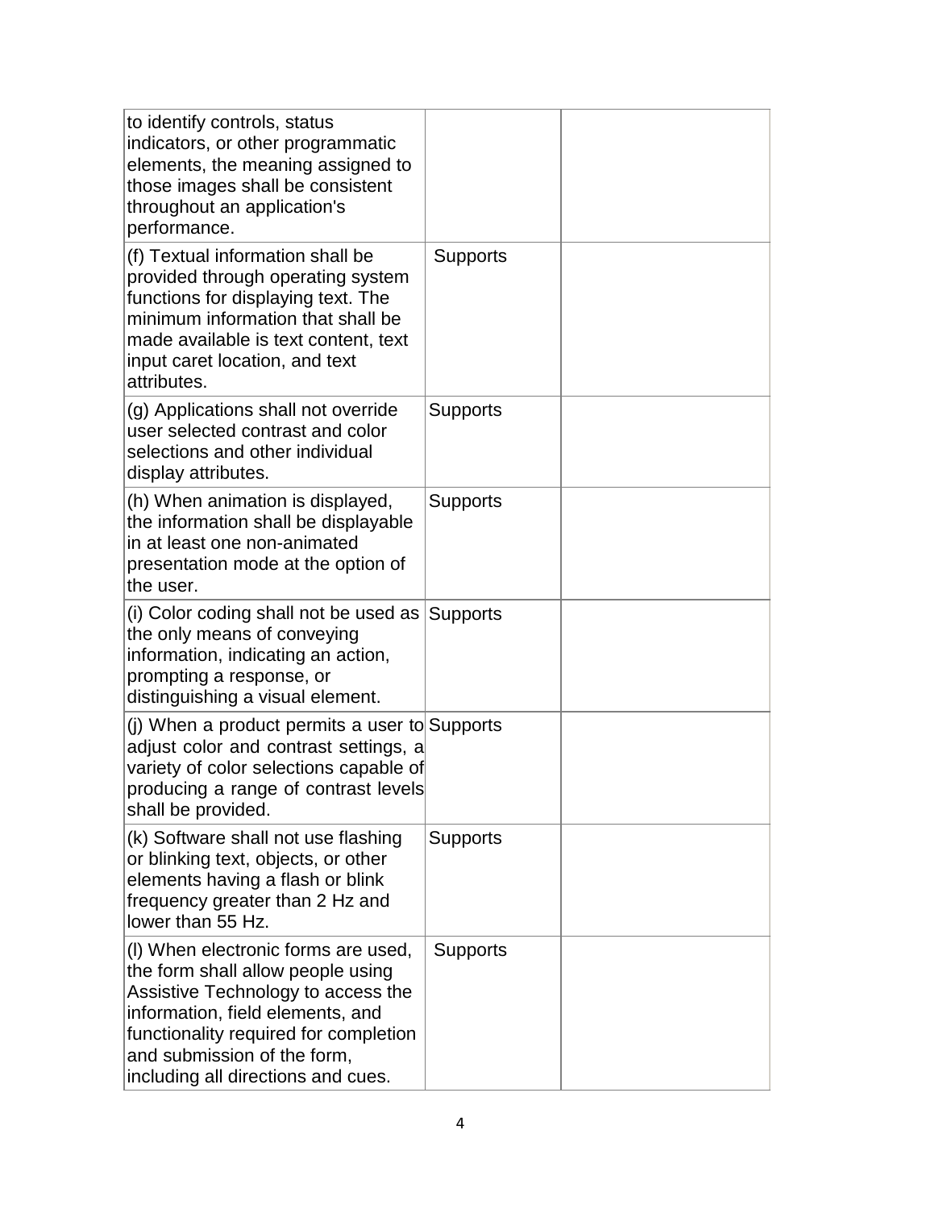| | | |
|---|---|---|
| to identify controls, status indicators, or other programmatic elements, the meaning assigned to those images shall be consistent throughout an application's performance. | | |
| (f) Textual information shall be provided through operating system functions for displaying text. The minimum information that shall be made available is text content, text input caret location, and text attributes. | Supports | |
| (g) Applications shall not override user selected contrast and color selections and other individual display attributes. | Supports | |
| (h) When animation is displayed, the information shall be displayable in at least one non-animated presentation mode at the option of the user. | Supports | |
| (i) Color coding shall not be used as the only means of conveying information, indicating an action, prompting a response, or distinguishing a visual element. | Supports | |
| (j) When a product permits a user to adjust color and contrast settings, a variety of color selections capable of producing a range of contrast levels shall be provided. | Supports | |
| (k) Software shall not use flashing or blinking text, objects, or other elements having a flash or blink frequency greater than 2 Hz and lower than 55 Hz. | Supports | |
| (l) When electronic forms are used, the form shall allow people using Assistive Technology to access the information, field elements, and functionality required for completion and submission of the form, including all directions and cues. | Supports | |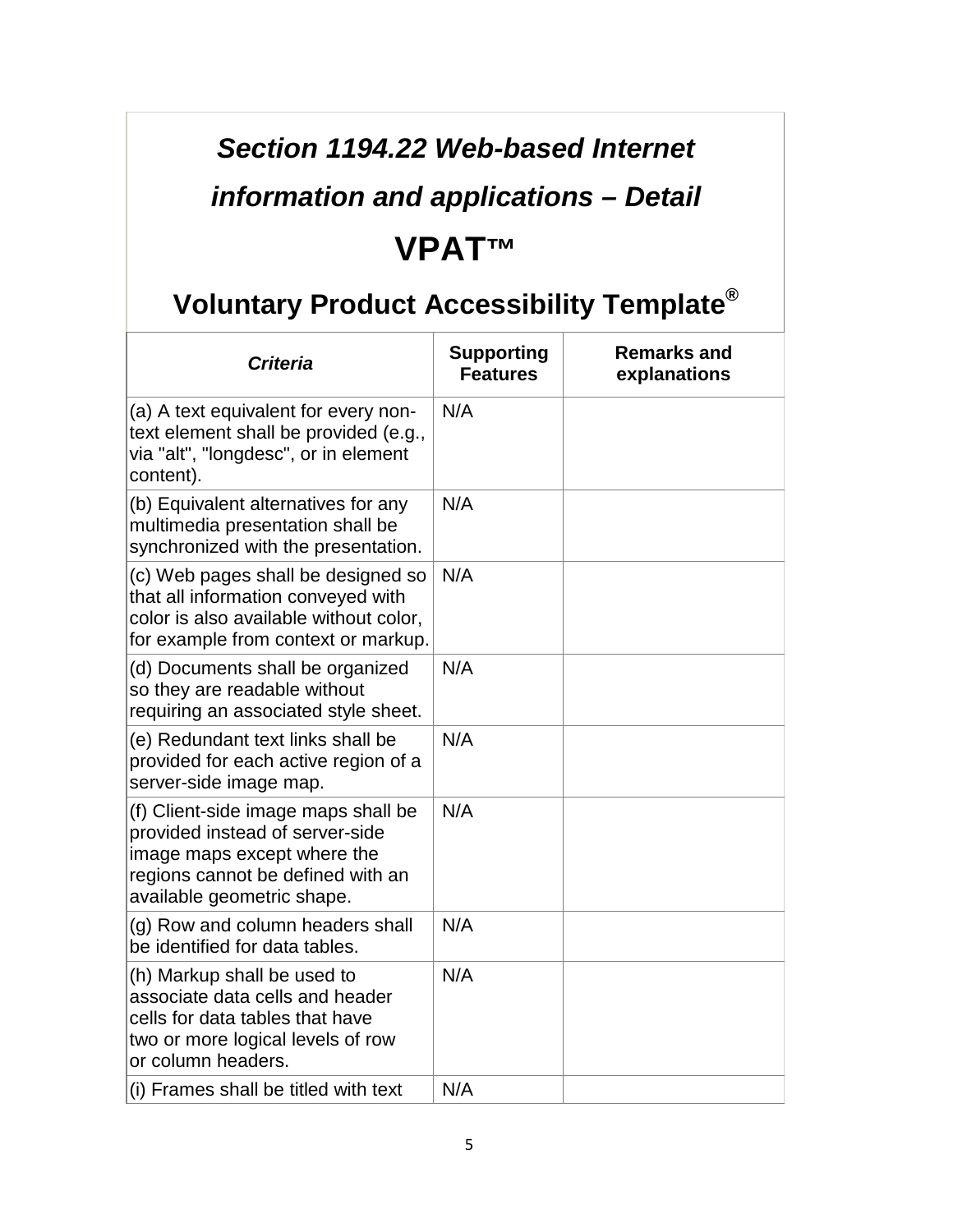# *Section 1194.22 Web-based Internet information and applications – Detail*

# VPAT™

## Voluntary Product Accessibility Template®

| *Criteria* | Supporting Features | Remarks and explanations |
|---|---|---|
| (a) A text equivalent for every non-text element shall be provided (e.g., via "alt", "longdesc", or in element content). | N/A | |
| (b) Equivalent alternatives for any multimedia presentation shall be synchronized with the presentation. | N/A | |
| (c) Web pages shall be designed so that all information conveyed with color is also available without color, for example from context or markup. | N/A | |
| (d) Documents shall be organized so they are readable without requiring an associated style sheet. | N/A | |
| (e) Redundant text links shall be provided for each active region of a server-side image map. | N/A | |
| (f) Client-side image maps shall be provided instead of server-side image maps except where the regions cannot be defined with an available geometric shape. | N/A | |
| (g) Row and column headers shall be identified for data tables. | N/A | |
| (h) Markup shall be used to associate data cells and header cells for data tables that have two or more logical levels of row or column headers. | N/A | |
| (i) Frames shall be titled with text | N/A | |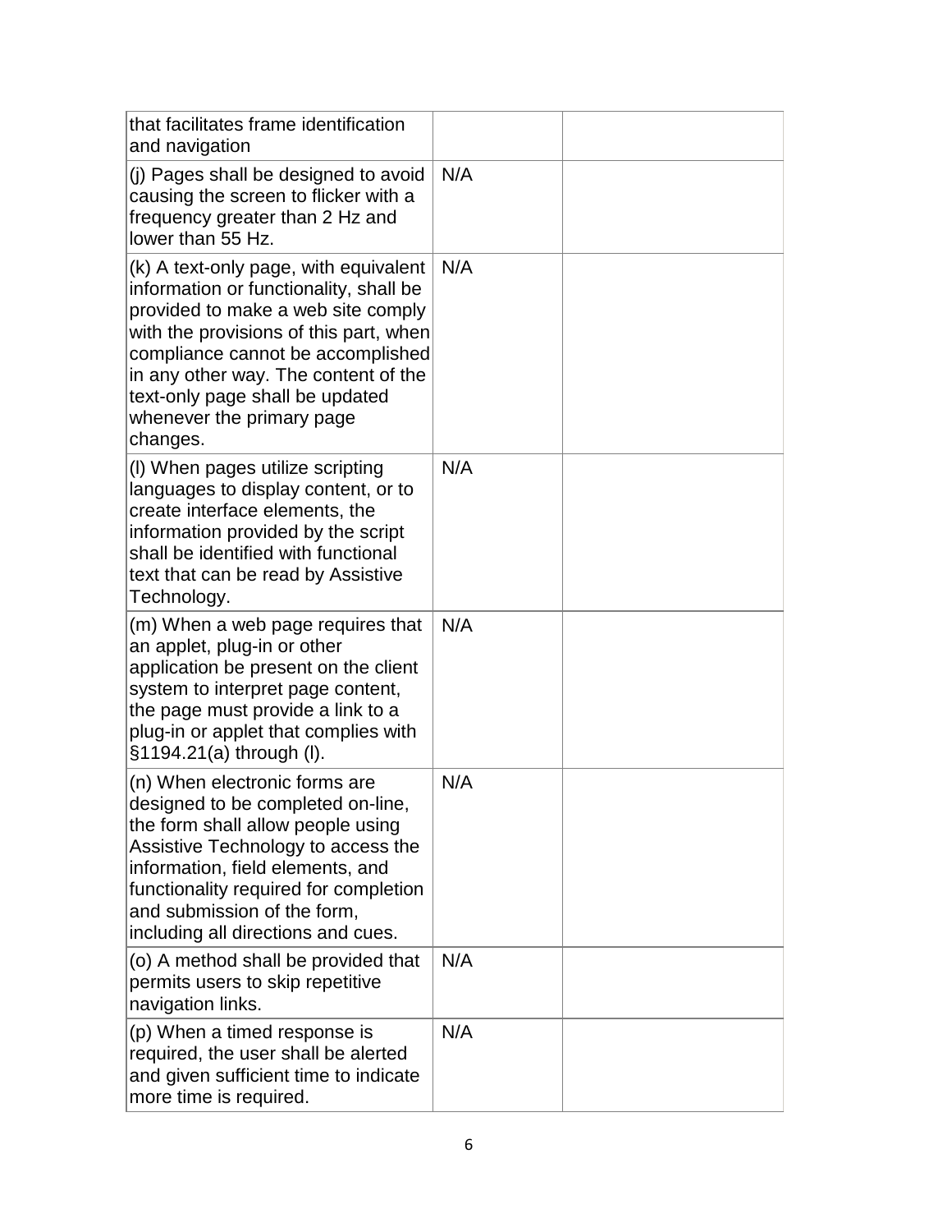| | | |
|---|---|---|
| that facilitates frame identification and navigation | | |
| (j) Pages shall be designed to avoid causing the screen to flicker with a frequency greater than 2 Hz and lower than 55 Hz. | N/A | |
| (k) A text-only page, with equivalent information or functionality, shall be provided to make a web site comply with the provisions of this part, when compliance cannot be accomplished in any other way. The content of the text-only page shall be updated whenever the primary page changes. | N/A | |
| (l) When pages utilize scripting languages to display content, or to create interface elements, the information provided by the script shall be identified with functional text that can be read by Assistive Technology. | N/A | |
| (m) When a web page requires that an applet, plug-in or other application be present on the client system to interpret page content, the page must provide a link to a plug-in or applet that complies with §1194.21(a) through (l). | N/A | |
| (n) When electronic forms are designed to be completed on-line, the form shall allow people using Assistive Technology to access the information, field elements, and functionality required for completion and submission of the form, including all directions and cues. | N/A | |
| (o) A method shall be provided that permits users to skip repetitive navigation links. | N/A | |
| (p) When a timed response is required, the user shall be alerted and given sufficient time to indicate more time is required. | N/A | |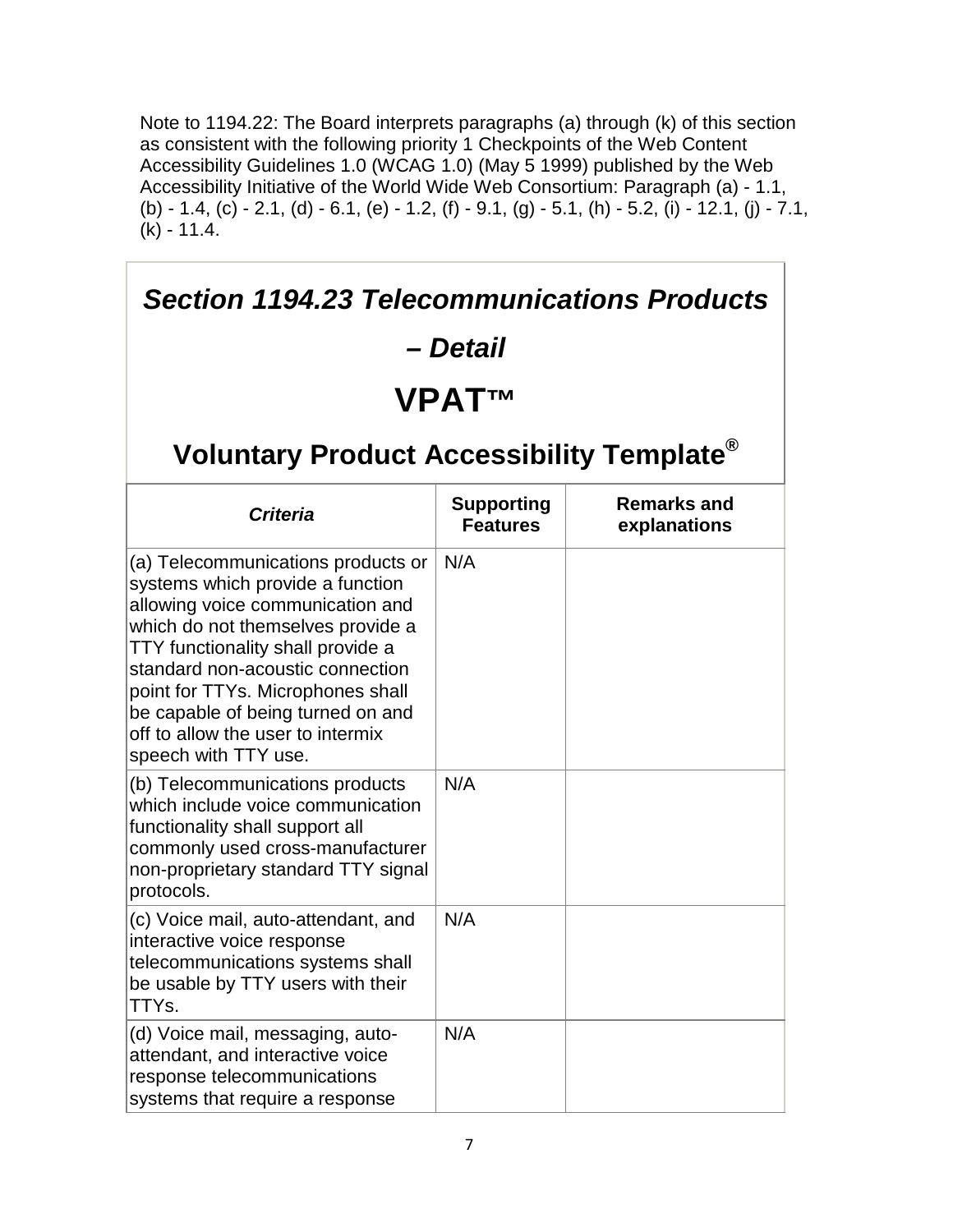Note to 1194.22: The Board interprets paragraphs (a) through (k) of this section as consistent with the following priority 1 Checkpoints of the Web Content Accessibility Guidelines 1.0 (WCAG 1.0) (May 5 1999) published by the Web Accessibility Initiative of the World Wide Web Consortium: Paragraph (a) - 1.1, (b) - 1.4, (c) - 2.1, (d) - 6.1, (e) - 1.2, (f) - 9.1, (g) - 5.1, (h) - 5.2, (i) - 12.1, (j) - 7.1, (k) - 11.4.

## *Section 1194.23 Telecommunications Products – Detail*

# VPAT™

## Voluntary Product Accessibility Template®

| *Criteria* | Supporting Features | Remarks and explanations |
|---|---|---|
| (a) Telecommunications products or systems which provide a function allowing voice communication and which do not themselves provide a TTY functionality shall provide a standard non-acoustic connection point for TTYs. Microphones shall be capable of being turned on and off to allow the user to intermix speech with TTY use. | N/A | |
| (b) Telecommunications products which include voice communication functionality shall support all commonly used cross-manufacturer non-proprietary standard TTY signal protocols. | N/A | |
| (c) Voice mail, auto-attendant, and interactive voice response telecommunications systems shall be usable by TTY users with their TTYs. | N/A | |
| (d) Voice mail, messaging, auto-attendant, and interactive voice response telecommunications systems that require a response | N/A | |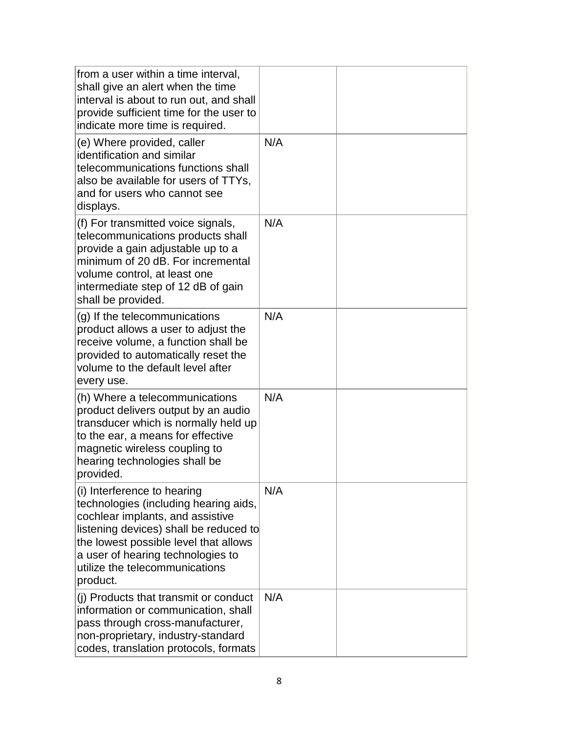| | | |
|---|---|---|
| from a user within a time interval, shall give an alert when the time interval is about to run out, and shall provide sufficient time for the user to indicate more time is required. | | |
| (e) Where provided, caller identification and similar telecommunications functions shall also be available for users of TTYs, and for users who cannot see displays. | N/A | |
| (f) For transmitted voice signals, telecommunications products shall provide a gain adjustable up to a minimum of 20 dB. For incremental volume control, at least one intermediate step of 12 dB of gain shall be provided. | N/A | |
| (g) If the telecommunications product allows a user to adjust the receive volume, a function shall be provided to automatically reset the volume to the default level after every use. | N/A | |
| (h) Where a telecommunications product delivers output by an audio transducer which is normally held up to the ear, a means for effective magnetic wireless coupling to hearing technologies shall be provided. | N/A | |
| (i) Interference to hearing technologies (including hearing aids, cochlear implants, and assistive listening devices) shall be reduced to the lowest possible level that allows a user of hearing technologies to utilize the telecommunications product. | N/A | |
| (j) Products that transmit or conduct information or communication, shall pass through cross-manufacturer, non-proprietary, industry-standard codes, translation protocols, formats | N/A | |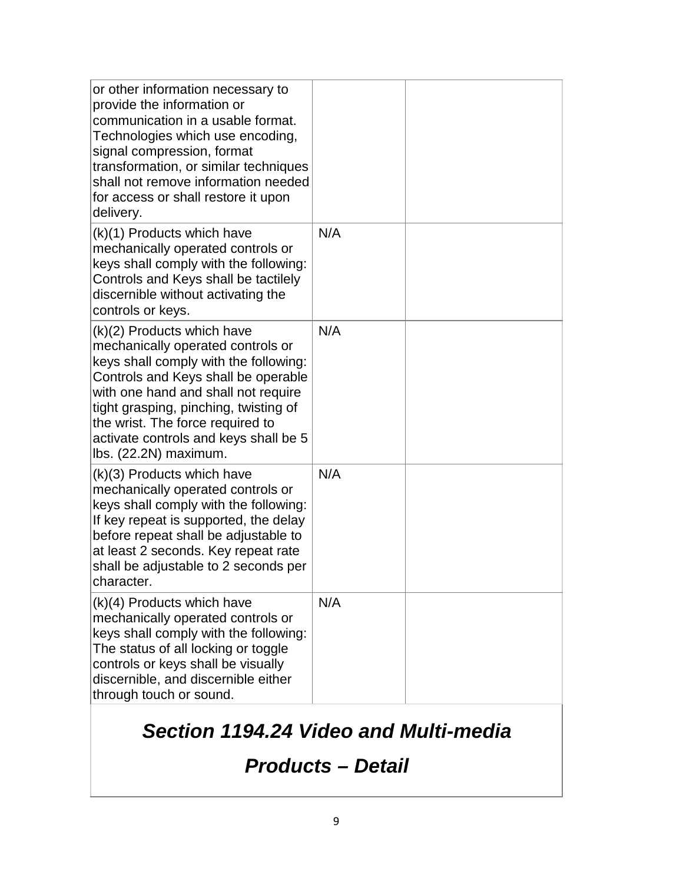| | | |
|---|---|---|
| or other information necessary to provide the information or communication in a usable format. Technologies which use encoding, signal compression, format transformation, or similar techniques shall not remove information needed for access or shall restore it upon delivery. | | |
| (k)(1) Products which have mechanically operated controls or keys shall comply with the following: Controls and Keys shall be tactilely discernible without activating the controls or keys. | N/A | |
| (k)(2) Products which have mechanically operated controls or keys shall comply with the following: Controls and Keys shall be operable with one hand and shall not require tight grasping, pinching, twisting of the wrist. The force required to activate controls and keys shall be 5 lbs. (22.2N) maximum. | N/A | |
| (k)(3) Products which have mechanically operated controls or keys shall comply with the following: If key repeat is supported, the delay before repeat shall be adjustable to at least 2 seconds. Key repeat rate shall be adjustable to 2 seconds per character. | N/A | |
| (k)(4) Products which have mechanically operated controls or keys shall comply with the following: The status of all locking or toggle controls or keys shall be visually discernible, and discernible either through touch or sound. | N/A | |

## *Section 1194.24 Video and Multi-media Products – Detail*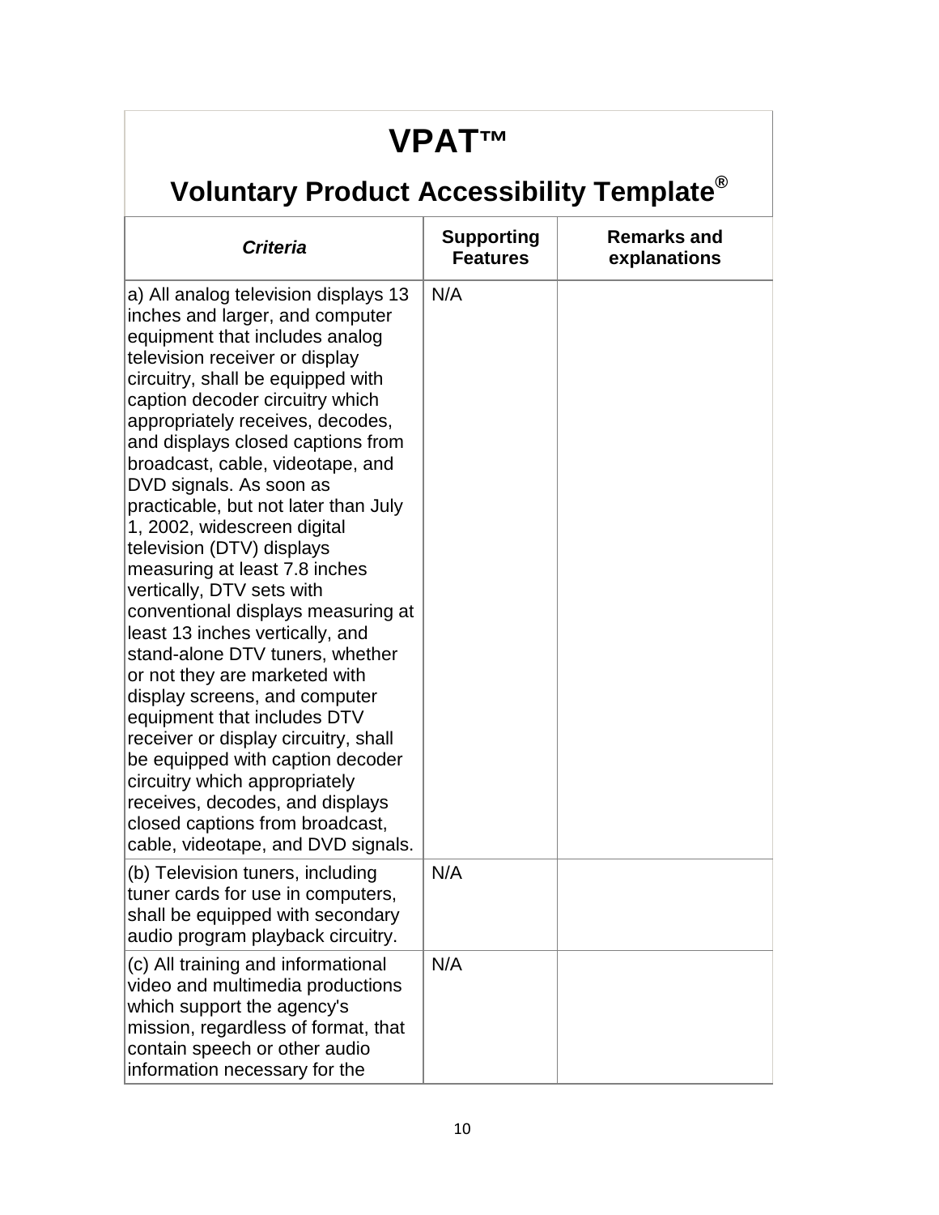# VPAT™

## Voluntary Product Accessibility Template®

| *Criteria* | Supporting Features | Remarks and explanations |
| --- | --- | --- |
| a) All analog television displays 13 inches and larger, and computer equipment that includes analog television receiver or display circuitry, shall be equipped with caption decoder circuitry which appropriately receives, decodes, and displays closed captions from broadcast, cable, videotape, and DVD signals. As soon as practicable, but not later than July 1, 2002, widescreen digital television (DTV) displays measuring at least 7.8 inches vertically, DTV sets with conventional displays measuring at least 13 inches vertically, and stand-alone DTV tuners, whether or not they are marketed with display screens, and computer equipment that includes DTV receiver or display circuitry, shall be equipped with caption decoder circuitry which appropriately receives, decodes, and displays closed captions from broadcast, cable, videotape, and DVD signals. | N/A | |
| (b) Television tuners, including tuner cards for use in computers, shall be equipped with secondary audio program playback circuitry. | N/A | |
| (c) All training and informational video and multimedia productions which support the agency's mission, regardless of format, that contain speech or other audio information necessary for the | N/A | |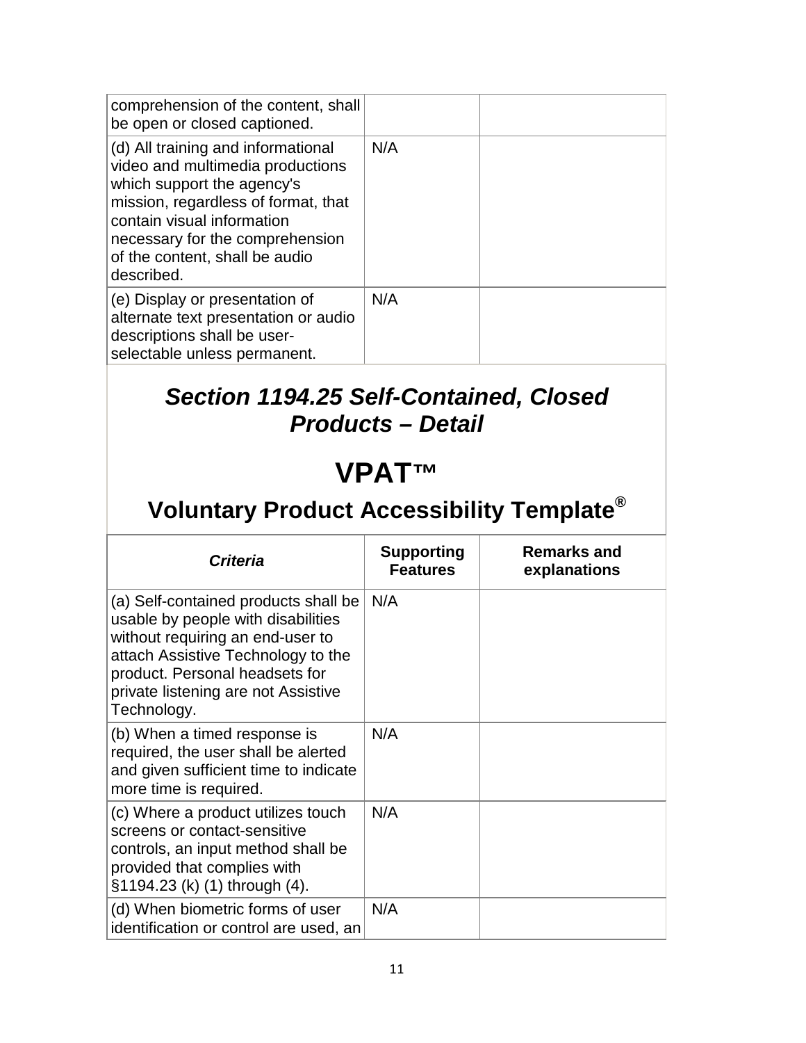| | | |
|---|---|---|
| comprehension of the content, shall be open or closed captioned. | | |
| (d) All training and informational video and multimedia productions which support the agency's mission, regardless of format, that contain visual information necessary for the comprehension of the content, shall be audio described. | N/A | |
| (e) Display or presentation of alternate text presentation or audio descriptions shall be user-selectable unless permanent. | N/A | |

## *Section 1194.25 Self-Contained, Closed Products – Detail*

# VPAT™

## Voluntary Product Accessibility Template®

| *Criteria* | Supporting Features | Remarks and explanations |
|---|---|---|
| (a) Self-contained products shall be usable by people with disabilities without requiring an end-user to attach Assistive Technology to the product. Personal headsets for private listening are not Assistive Technology. | N/A | |
| (b) When a timed response is required, the user shall be alerted and given sufficient time to indicate more time is required. | N/A | |
| (c) Where a product utilizes touch screens or contact-sensitive controls, an input method shall be provided that complies with §1194.23 (k) (1) through (4). | N/A | |
| (d) When biometric forms of user identification or control are used, an | N/A | |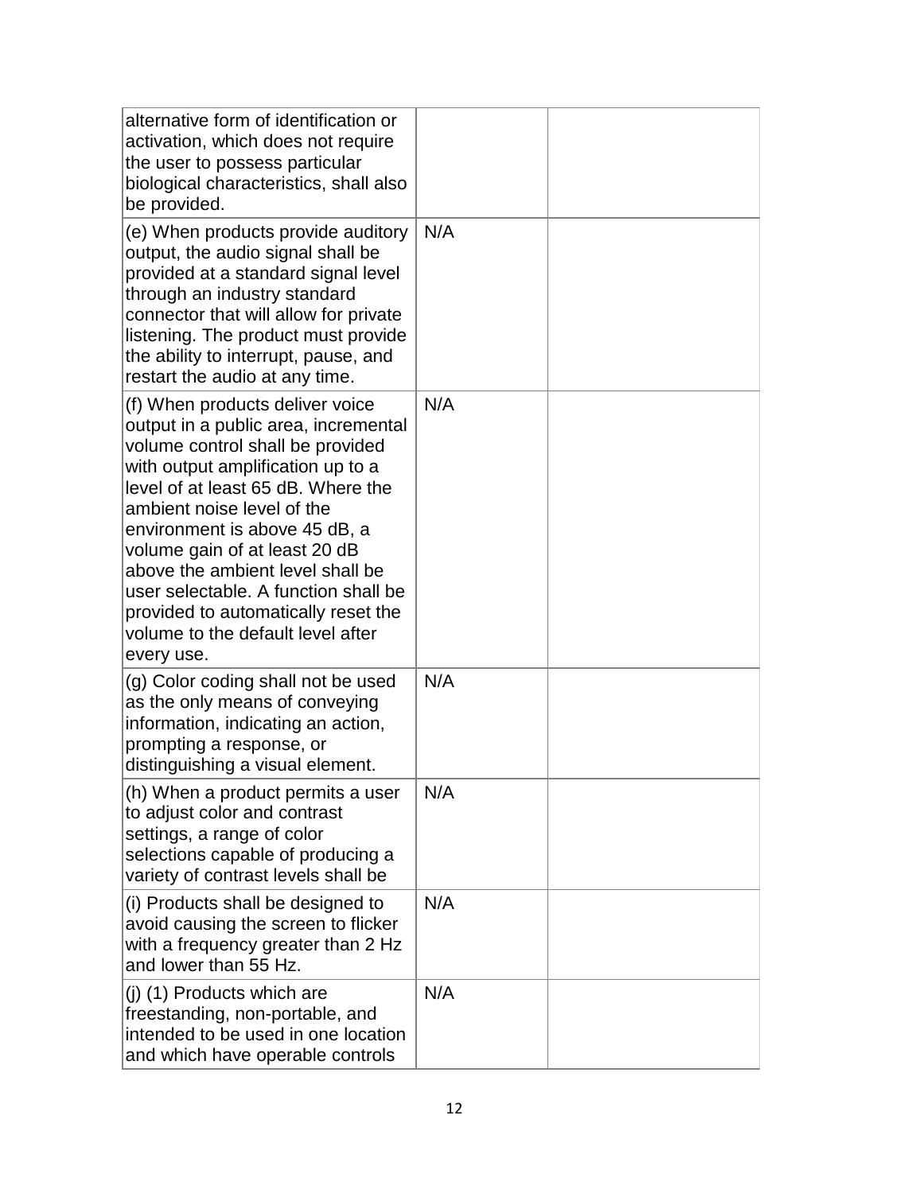| | | |
|---|---|---|
| alternative form of identification or activation, which does not require the user to possess particular biological characteristics, shall also be provided. | | |
| (e) When products provide auditory output, the audio signal shall be provided at a standard signal level through an industry standard connector that will allow for private listening. The product must provide the ability to interrupt, pause, and restart the audio at any time. | N/A | |
| (f) When products deliver voice output in a public area, incremental volume control shall be provided with output amplification up to a level of at least 65 dB. Where the ambient noise level of the environment is above 45 dB, a volume gain of at least 20 dB above the ambient level shall be user selectable. A function shall be provided to automatically reset the volume to the default level after every use. | N/A | |
| (g) Color coding shall not be used as the only means of conveying information, indicating an action, prompting a response, or distinguishing a visual element. | N/A | |
| (h) When a product permits a user to adjust color and contrast settings, a range of color selections capable of producing a variety of contrast levels shall be | N/A | |
| (i) Products shall be designed to avoid causing the screen to flicker with a frequency greater than 2 Hz and lower than 55 Hz. | N/A | |
| (j) (1) Products which are freestanding, non-portable, and intended to be used in one location and which have operable controls | N/A | |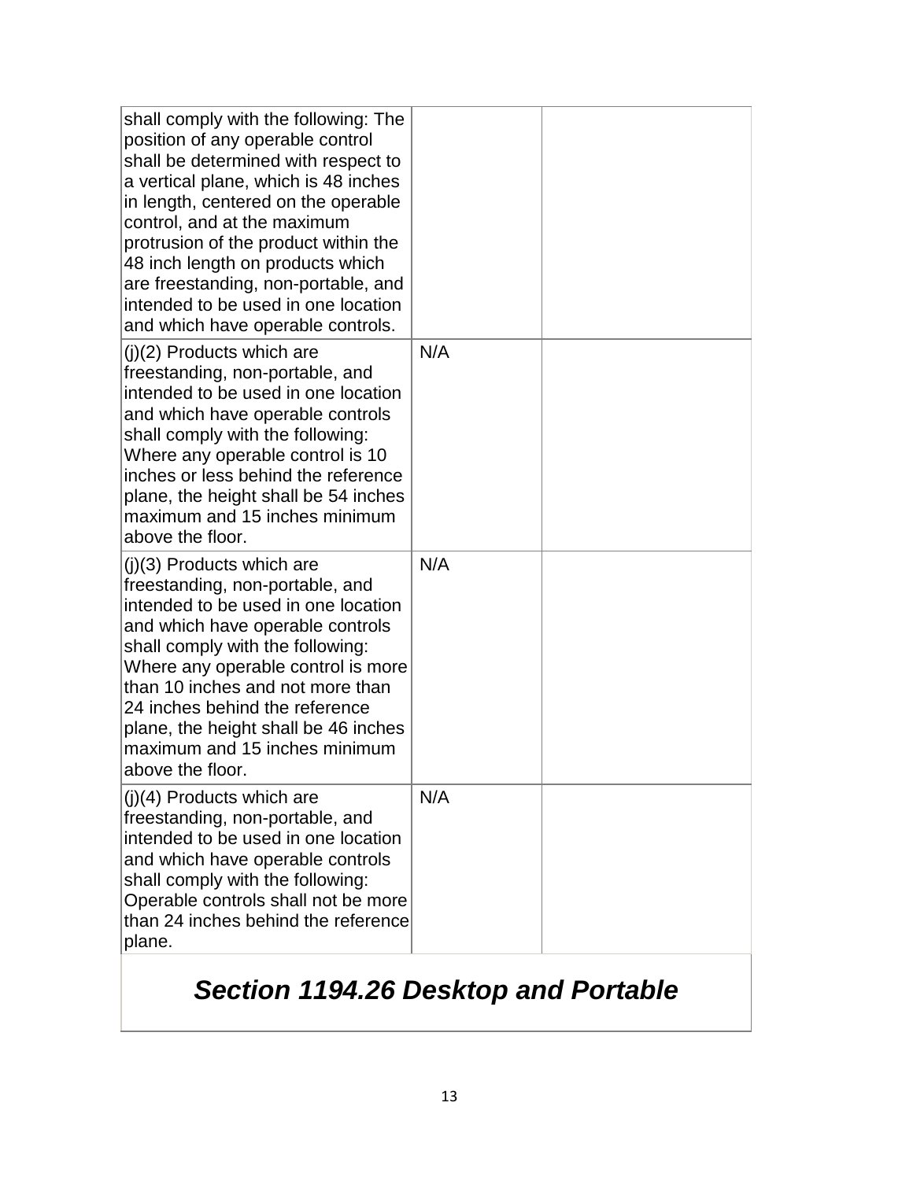| | | |
|---|---|---|
| shall comply with the following: The position of any operable control shall be determined with respect to a vertical plane, which is 48 inches in length, centered on the operable control, and at the maximum protrusion of the product within the 48 inch length on products which are freestanding, non-portable, and intended to be used in one location and which have operable controls. | | |
| (j)(2) Products which are freestanding, non-portable, and intended to be used in one location and which have operable controls shall comply with the following: Where any operable control is 10 inches or less behind the reference plane, the height shall be 54 inches maximum and 15 inches minimum above the floor. | N/A | |
| (j)(3) Products which are freestanding, non-portable, and intended to be used in one location and which have operable controls shall comply with the following: Where any operable control is more than 10 inches and not more than 24 inches behind the reference plane, the height shall be 46 inches maximum and 15 inches minimum above the floor. | N/A | |
| (j)(4) Products which are freestanding, non-portable, and intended to be used in one location and which have operable controls shall comply with the following: Operable controls shall not be more than 24 inches behind the reference plane. | N/A | |

## *Section 1194.26 Desktop and Portable*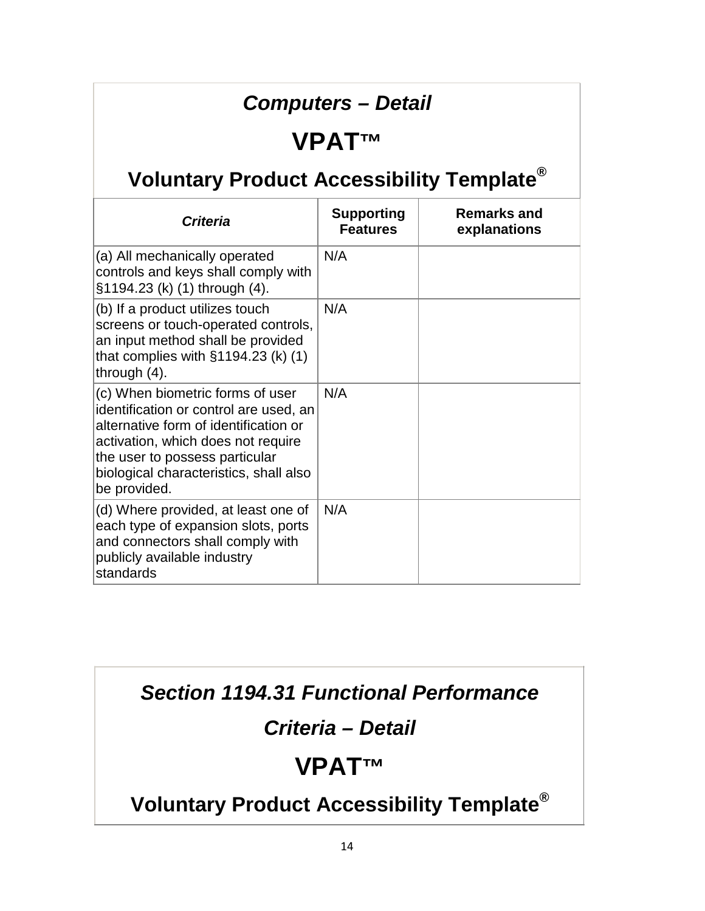## *Computers – Detail*

# VPAT™

## Voluntary Product Accessibility Template®

| *Criteria* | Supporting Features | Remarks and explanations |
|---|---|---|
| (a) All mechanically operated controls and keys shall comply with §1194.23 (k) (1) through (4). | N/A | |
| (b) If a product utilizes touch screens or touch-operated controls, an input method shall be provided that complies with §1194.23 (k) (1) through (4). | N/A | |
| (c) When biometric forms of user identification or control are used, an alternative form of identification or activation, which does not require the user to possess particular biological characteristics, shall also be provided. | N/A | |
| (d) Where provided, at least one of each type of expansion slots, ports and connectors shall comply with publicly available industry standards | N/A | |

## *Section 1194.31 Functional Performance Criteria – Detail*

# VPAT™

## Voluntary Product Accessibility Template®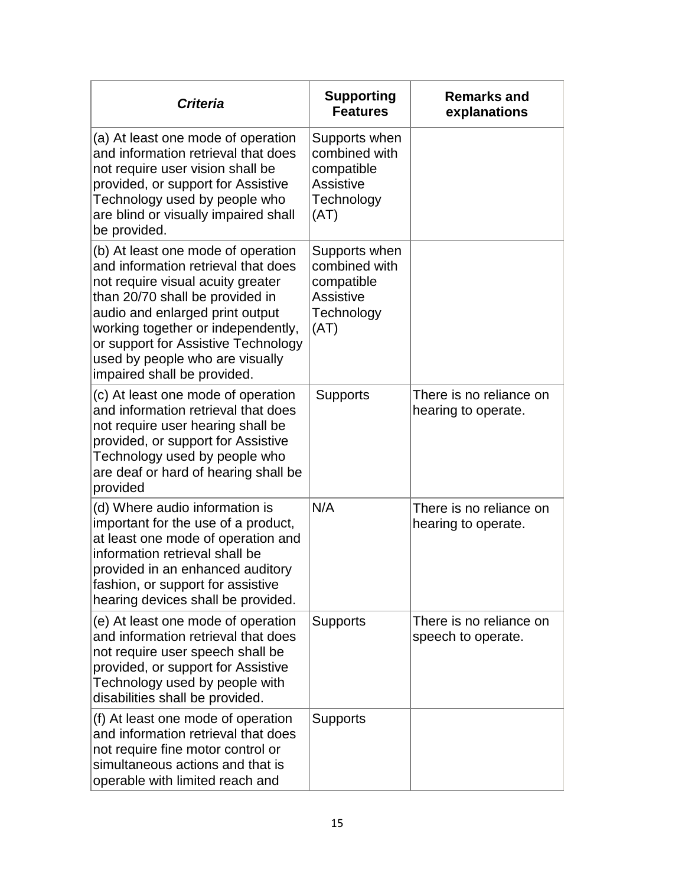| ***Criteria*** | **Supporting Features** | **Remarks and explanations** |
|---|---|---|
| (a) At least one mode of operation and information retrieval that does not require user vision shall be provided, or support for Assistive Technology used by people who are blind or visually impaired shall be provided. | Supports when combined with compatible Assistive Technology (AT) | |
| (b) At least one mode of operation and information retrieval that does not require visual acuity greater than 20/70 shall be provided in audio and enlarged print output working together or independently, or support for Assistive Technology used by people who are visually impaired shall be provided. | Supports when combined with compatible Assistive Technology (AT) | |
| (c) At least one mode of operation and information retrieval that does not require user hearing shall be provided, or support for Assistive Technology used by people who are deaf or hard of hearing shall be provided | Supports | There is no reliance on hearing to operate. |
| (d) Where audio information is important for the use of a product, at least one mode of operation and information retrieval shall be provided in an enhanced auditory fashion, or support for assistive hearing devices shall be provided. | N/A | There is no reliance on hearing to operate. |
| (e) At least one mode of operation and information retrieval that does not require user speech shall be provided, or support for Assistive Technology used by people with disabilities shall be provided. | Supports | There is no reliance on speech to operate. |
| (f) At least one mode of operation and information retrieval that does not require fine motor control or simultaneous actions and that is operable with limited reach and | Supports | |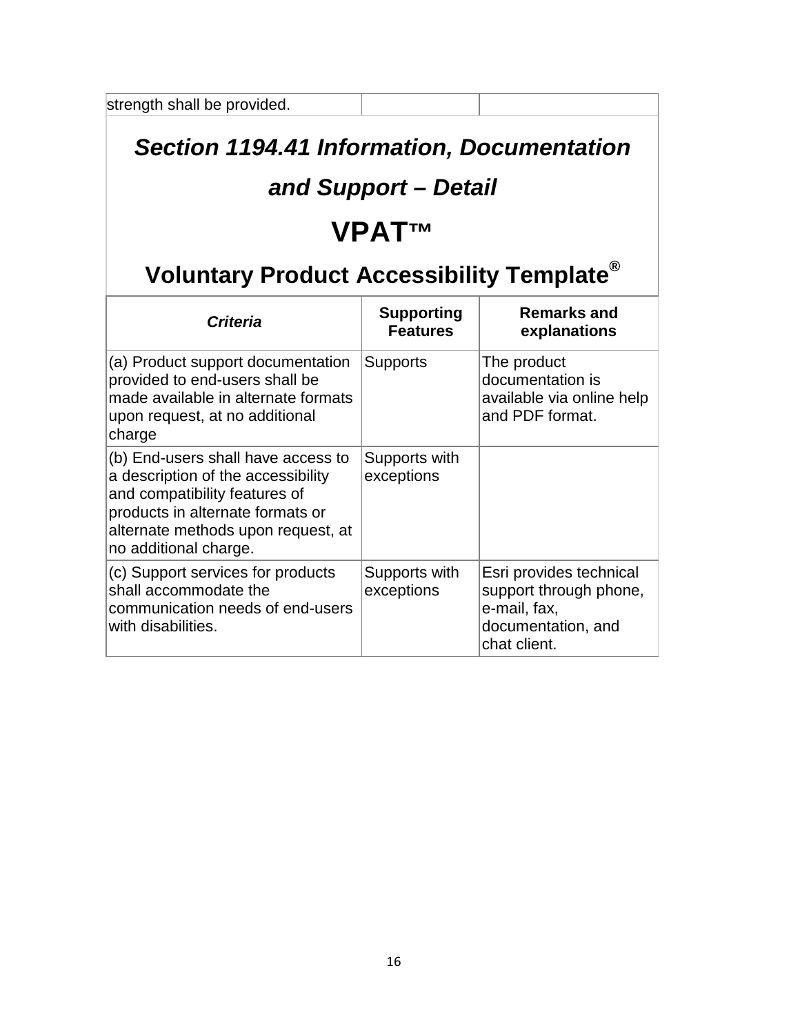| | | |
|---|---|---|
| strength shall be provided. | | |

## *Section 1194.41 Information, Documentation and Support – Detail*

## VPAT™

## Voluntary Product Accessibility Template®

| ***Criteria*** | **Supporting Features** | **Remarks and explanations** |
|---|---|---|
| (a) Product support documentation provided to end-users shall be made available in alternate formats upon request, at no additional charge | Supports | The product documentation is available via online help and PDF format. |
| (b) End-users shall have access to a description of the accessibility and compatibility features of products in alternate formats or alternate methods upon request, at no additional charge. | Supports with exceptions | |
| (c) Support services for products shall accommodate the communication needs of end-users with disabilities. | Supports with exceptions | Esri provides technical support through phone, e-mail, fax, documentation, and chat client. |